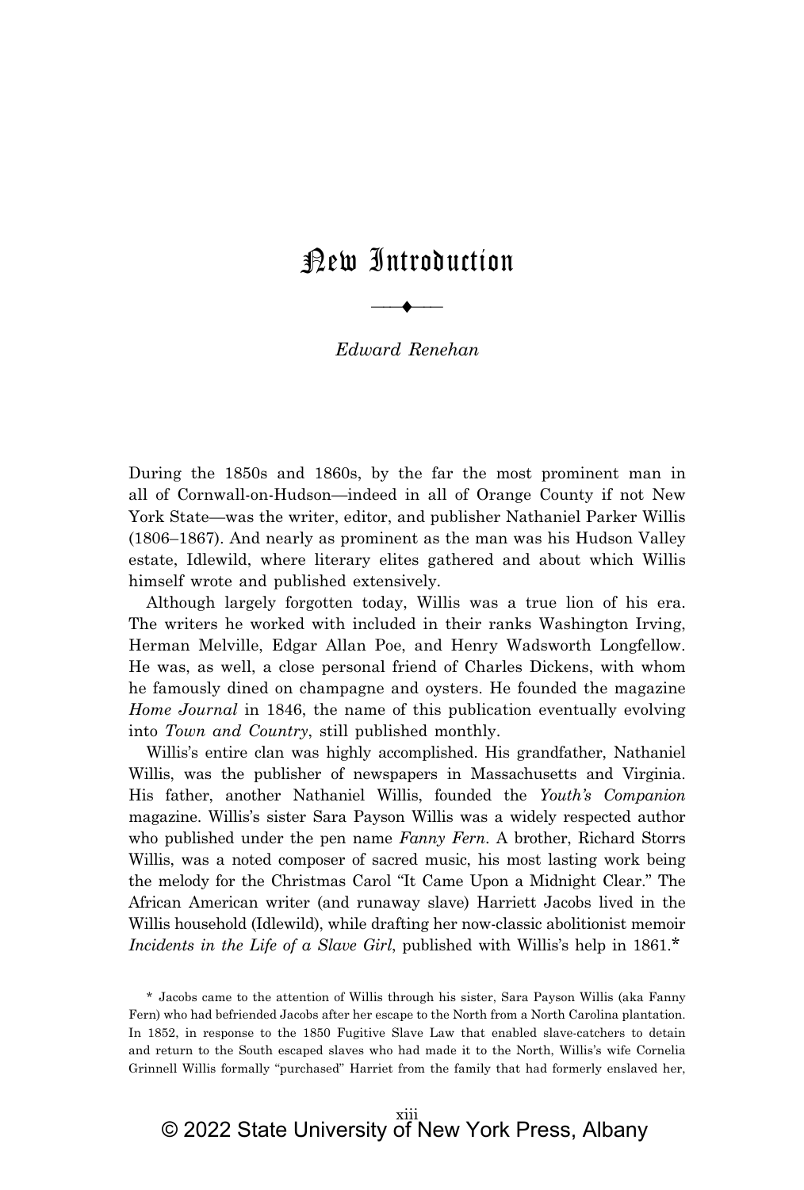# New Introduction

*Edward Renehan*

During the 1850s and 1860s, by the far the most prominent man in all of Cornwall-on-Hudson—indeed in all of Orange County if not New York State—was the writer, editor, and publisher Nathaniel Parker Willis (1806–1867). And nearly as prominent as the man was his Hudson Valley estate, Idlewild, where literary elites gathered and about which Willis himself wrote and published extensively.

Although largely forgotten today, Willis was a true lion of his era. The writers he worked with included in their ranks Washington Irving, Herman Melville, Edgar Allan Poe, and Henry Wadsworth Longfellow. He was, as well, a close personal friend of Charles Dickens, with whom he famously dined on champagne and oysters. He founded the magazine *Home Journal* in 1846, the name of this publication eventually evolving into *Town and Country*, still published monthly.

Willis's entire clan was highly accomplished. His grandfather, Nathaniel Willis, was the publisher of newspapers in Massachusetts and Virginia. His father, another Nathaniel Willis, founded the *Youth's Companion* magazine. Willis's sister Sara Payson Willis was a widely respected author who published under the pen name *Fanny Fern*. A brother, Richard Storrs Willis, was a noted composer of sacred music, his most lasting work being the melody for the Christmas Carol "It Came Upon a Midnight Clear." The African American writer (and runaway slave) Harriett Jacobs lived in the Willis household (Idlewild), while drafting her now-classic abolitionist memoir *Incidents in the Life of a Slave Girl*, published with Willis's help in 1861.*

\* Jacobs came to the attention of Willis through his sister, Sara Payson Willis (aka Fanny Fern) who had befriended Jacobs after her escape to the North from a North Carolina plantation. In 1852, in response to the 1850 Fugitive Slave Law that enabled slave-catchers to detain and return to the South escaped slaves who had made it to the North, Willis's wife Cornelia Grinnell Willis formally "purchased" Harriet from the family that had formerly enslaved her,

© 2022 State University of New York Press, Albany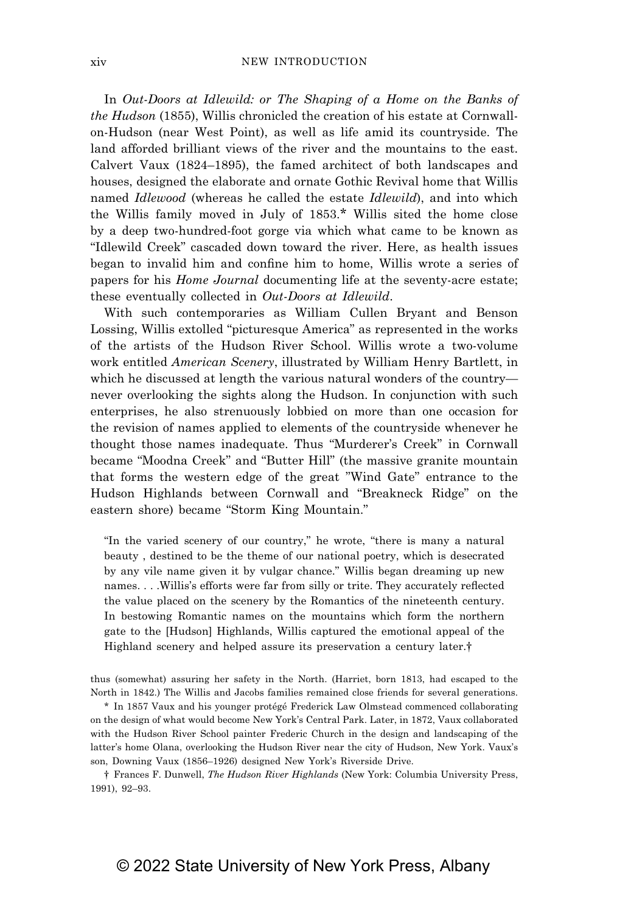In *Out-Doors at Idlewild: or The Shaping of a Home on the Banks of the Hudson* (1855), Willis chronicled the creation of his estate at Cornwall-on-Hudson (near West Point), as well as life amid its countryside. The land afforded brilliant views of the river and the mountains to the east. Calvert Vaux (1824–1895), the famed architect of both landscapes and houses, designed the elaborate and ornate Gothic Revival home that Willis named *Idlewood* (whereas he called the estate *Idlewild*), and into which the Willis family moved in July of 1853.* Willis sited the home close by a deep two-hundred-foot gorge via which what came to be known as "Idlewild Creek" cascaded down toward the river. Here, as health issues began to invalid him and confine him to home, Willis wrote a series of papers for his *Home Journal* documenting life at the seventy-acre estate; these eventually collected in *Out-Doors at Idlewild*.

With such contemporaries as William Cullen Bryant and Benson Lossing, Willis extolled "picturesque America" as represented in the works of the artists of the Hudson River School. Willis wrote a two-volume work entitled *American Scenery*, illustrated by William Henry Bartlett, in which he discussed at length the various natural wonders of the country—never overlooking the sights along the Hudson. In conjunction with such enterprises, he also strenuously lobbied on more than one occasion for the revision of names applied to elements of the countryside whenever he thought those names inadequate. Thus "Murderer's Creek" in Cornwall became "Moodna Creek" and "Butter Hill" (the massive granite mountain that forms the western edge of the great "Wind Gate" entrance to the Hudson Highlands between Cornwall and "Breakneck Ridge" on the eastern shore) became "Storm King Mountain."

> "In the varied scenery of our country," he wrote, "there is many a natural beauty , destined to be the theme of our national poetry, which is desecrated by any vile name given it by vulgar chance." Willis began dreaming up new names. . . .Willis's efforts were far from silly or trite. They accurately reflected the value placed on the scenery by the Romantics of the nineteenth century. In bestowing Romantic names on the mountains which form the northern gate to the [Hudson] Highlands, Willis captured the emotional appeal of the Highland scenery and helped assure its preservation a century later.†

thus (somewhat) assuring her safety in the North. (Harriet, born 1813, had escaped to the North in 1842.) The Willis and Jacobs families remained close friends for several generations.

\* In 1857 Vaux and his younger protégé Frederick Law Olmstead commenced collaborating on the design of what would become New York's Central Park. Later, in 1872, Vaux collaborated with the Hudson River School painter Frederic Church in the design and landscaping of the latter's home Olana, overlooking the Hudson River near the city of Hudson, New York. Vaux's son, Downing Vaux (1856–1926) designed New York's Riverside Drive.

† Frances F. Dunwell, *The Hudson River Highlands* (New York: Columbia University Press, 1991), 92–93.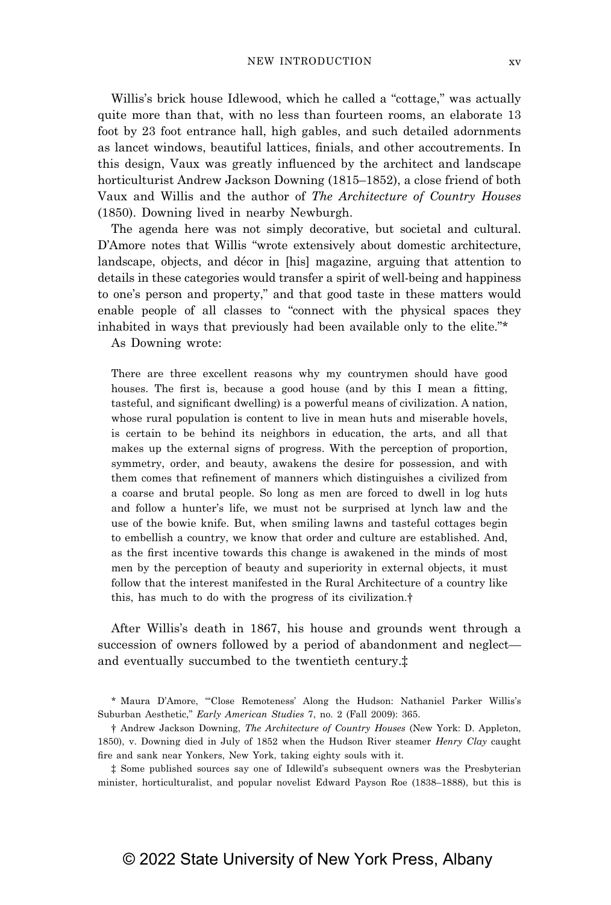Willis's brick house Idlewood, which he called a "cottage," was actually quite more than that, with no less than fourteen rooms, an elaborate 13 foot by 23 foot entrance hall, high gables, and such detailed adornments as lancet windows, beautiful lattices, finials, and other accoutrements. In this design, Vaux was greatly influenced by the architect and landscape horticulturist Andrew Jackson Downing (1815–1852), a close friend of both Vaux and Willis and the author of *The Architecture of Country Houses* (1850). Downing lived in nearby Newburgh.

The agenda here was not simply decorative, but societal and cultural. D'Amore notes that Willis "wrote extensively about domestic architecture, landscape, objects, and décor in [his] magazine, arguing that attention to details in these categories would transfer a spirit of well-being and happiness to one's person and property," and that good taste in these matters would enable people of all classes to "connect with the physical spaces they inhabited in ways that previously had been available only to the elite."*

As Downing wrote:

> There are three excellent reasons why my countrymen should have good houses. The first is, because a good house (and by this I mean a fitting, tasteful, and significant dwelling) is a powerful means of civilization. A nation, whose rural population is content to live in mean huts and miserable hovels, is certain to be behind its neighbors in education, the arts, and all that makes up the external signs of progress. With the perception of proportion, symmetry, order, and beauty, awakens the desire for possession, and with them comes that refinement of manners which distinguishes a civilized from a coarse and brutal people. So long as men are forced to dwell in log huts and follow a hunter's life, we must not be surprised at lynch law and the use of the bowie knife. But, when smiling lawns and tasteful cottages begin to embellish a country, we know that order and culture are established. And, as the first incentive towards this change is awakened in the minds of most men by the perception of beauty and superiority in external objects, it must follow that the interest manifested in the Rural Architecture of a country like this, has much to do with the progress of its civilization.†

After Willis's death in 1867, his house and grounds went through a succession of owners followed by a period of abandonment and neglect—and eventually succumbed to the twentieth century.‡

* Maura D'Amore, "'Close Remoteness' Along the Hudson: Nathaniel Parker Willis's Suburban Aesthetic," *Early American Studies* 7, no. 2 (Fall 2009): 365.

† Andrew Jackson Downing, *The Architecture of Country Houses* (New York: D. Appleton, 1850), v. Downing died in July of 1852 when the Hudson River steamer *Henry Clay* caught fire and sank near Yonkers, New York, taking eighty souls with it.

‡ Some published sources say one of Idlewild's subsequent owners was the Presbyterian minister, horticulturalist, and popular novelist Edward Payson Roe (1838–1888), but this is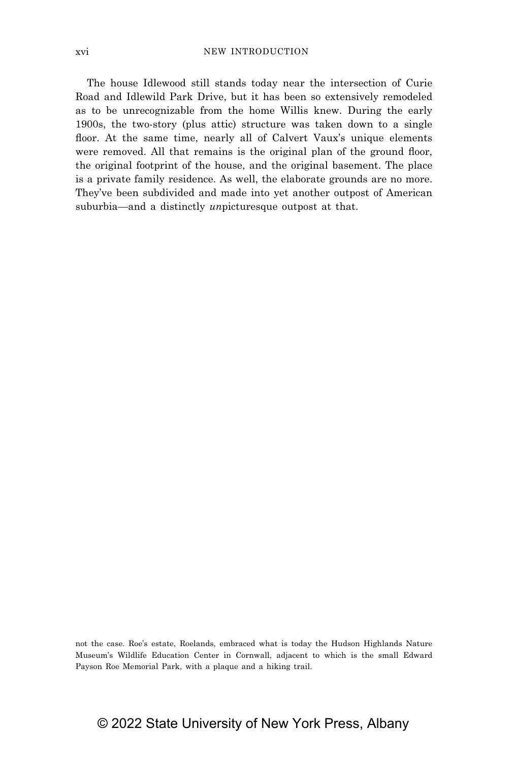The house Idlewood still stands today near the intersection of Curie Road and Idlewild Park Drive, but it has been so extensively remodeled as to be unrecognizable from the home Willis knew. During the early 1900s, the two-story (plus attic) structure was taken down to a single floor. At the same time, nearly all of Calvert Vaux's unique elements were removed. All that remains is the original plan of the ground floor, the original footprint of the house, and the original basement. The place is a private family residence. As well, the elaborate grounds are no more. They've been subdivided and made into yet another outpost of American suburbia—and a distinctly *un*picturesque outpost at that.

not the case. Roe's estate, Roelands, embraced what is today the Hudson Highlands Nature Museum's Wildlife Education Center in Cornwall, adjacent to which is the small Edward Payson Roe Memorial Park, with a plaque and a hiking trail.

© 2022 State University of New York Press, Albany